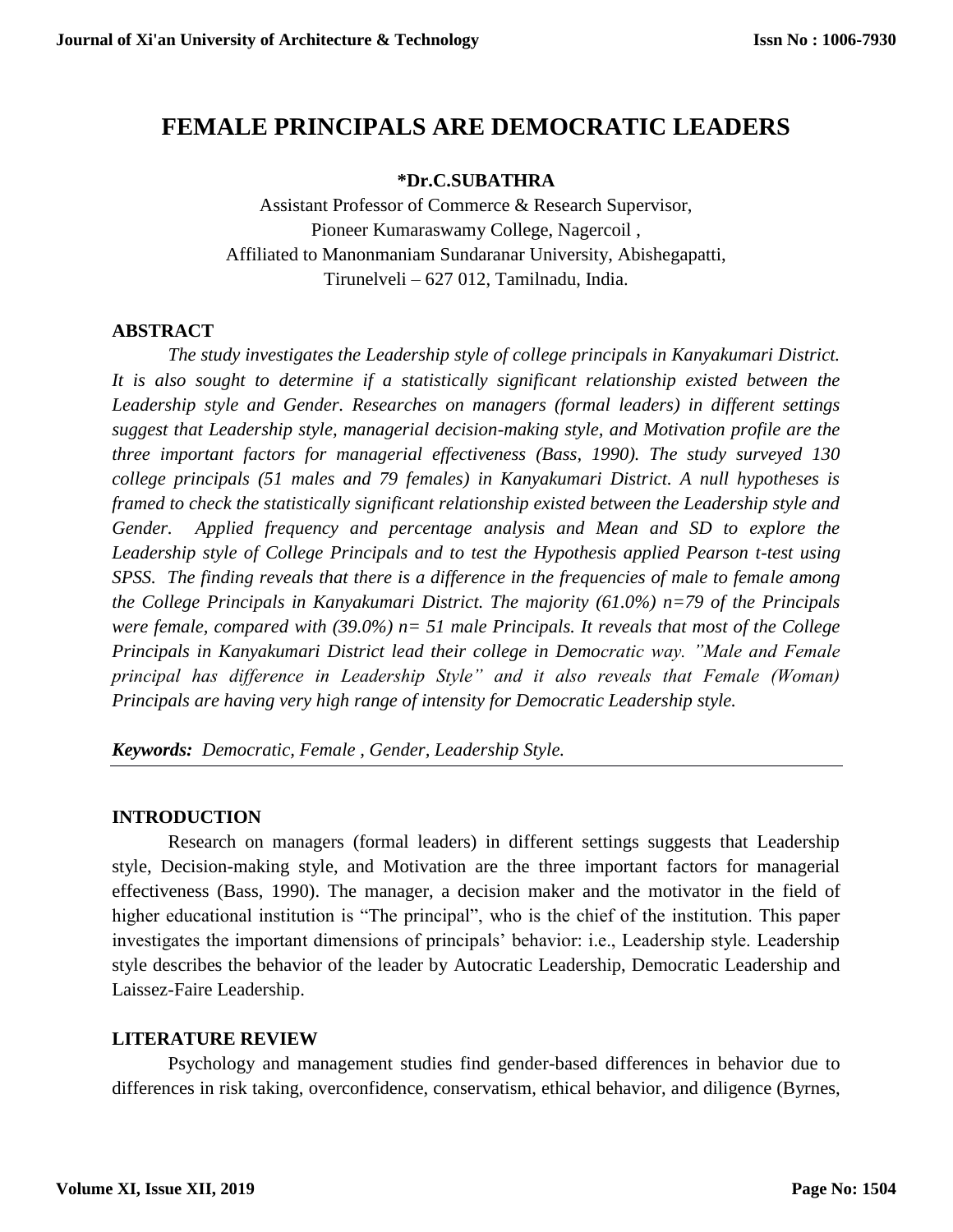# FEMALE PRINCIPALS ARE DEMOCRATIC LEADERS

**\*Dr.C.SUBATHRA**

Assistant Professor of Commerce & Research Supervisor,
Pioneer Kumaraswamy College, Nagercoil ,
Affiliated to Manonmaniam Sundaranar University, Abishegapatti,
Tirunelveli – 627 012, Tamilnadu, India.

## ABSTRACT

*The study investigates the Leadership style of college principals in Kanyakumari District. It is also sought to determine if a statistically significant relationship existed between the Leadership style and Gender. Researches on managers (formal leaders) in different settings suggest that Leadership style, managerial decision-making style, and Motivation profile are the three important factors for managerial effectiveness (Bass, 1990). The study surveyed 130 college principals (51 males and 79 females) in Kanyakumari District. A null hypotheses is framed to check the statistically significant relationship existed between the Leadership style and Gender. Applied frequency and percentage analysis and Mean and SD to explore the Leadership style of College Principals and to test the Hypothesis applied Pearson t-test using SPSS. The finding reveals that there is a difference in the frequencies of male to female among the College Principals in Kanyakumari District. The majority (61.0%) n=79 of the Principals were female, compared with (39.0%) n= 51 male Principals. It reveals that most of the College Principals in Kanyakumari District lead their college in Democratic way. "Male and Female principal has difference in Leadership Style" and it also reveals that Female (Woman) Principals are having very high range of intensity for Democratic Leadership style.*

***Keywords:*** *Democratic, Female , Gender, Leadership Style.*

## INTRODUCTION

Research on managers (formal leaders) in different settings suggests that Leadership style, Decision-making style, and Motivation are the three important factors for managerial effectiveness (Bass, 1990). The manager, a decision maker and the motivator in the field of higher educational institution is "The principal", who is the chief of the institution. This paper investigates the important dimensions of principals' behavior: i.e., Leadership style. Leadership style describes the behavior of the leader by Autocratic Leadership, Democratic Leadership and Laissez-Faire Leadership.

## LITERATURE REVIEW

Psychology and management studies find gender-based differences in behavior due to differences in risk taking, overconfidence, conservatism, ethical behavior, and diligence (Byrnes,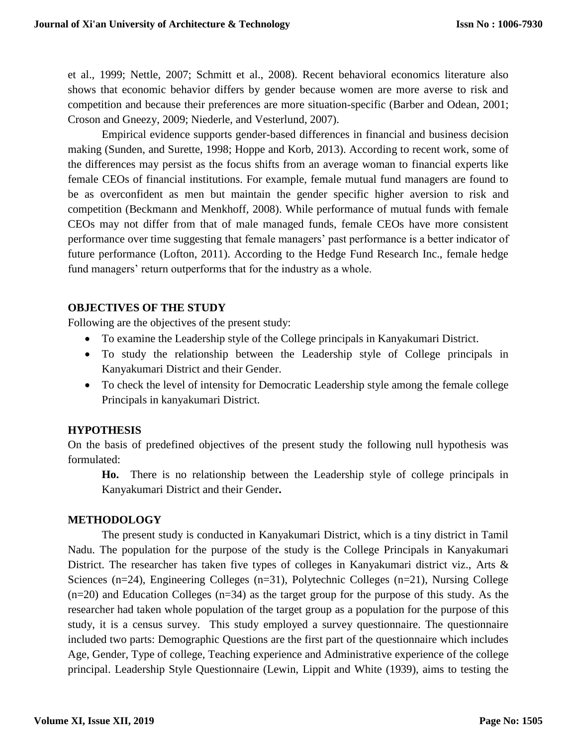et al., 1999; Nettle, 2007; Schmitt et al., 2008). Recent behavioral economics literature also shows that economic behavior differs by gender because women are more averse to risk and competition and because their preferences are more situation-specific (Barber and Odean, 2001; Croson and Gneezy, 2009; Niederle, and Vesterlund, 2007).

Empirical evidence supports gender-based differences in financial and business decision making (Sunden, and Surette, 1998; Hoppe and Korb, 2013). According to recent work, some of the differences may persist as the focus shifts from an average woman to financial experts like female CEOs of financial institutions. For example, female mutual fund managers are found to be as overconfident as men but maintain the gender specific higher aversion to risk and competition (Beckmann and Menkhoff, 2008). While performance of mutual funds with female CEOs may not differ from that of male managed funds, female CEOs have more consistent performance over time suggesting that female managers' past performance is a better indicator of future performance (Lofton, 2011). According to the Hedge Fund Research Inc., female hedge fund managers' return outperforms that for the industry as a whole.

## OBJECTIVES OF THE STUDY

Following are the objectives of the present study:

- To examine the Leadership style of the College principals in Kanyakumari District.
- To study the relationship between the Leadership style of College principals in Kanyakumari District and their Gender.
- To check the level of intensity for Democratic Leadership style among the female college Principals in kanyakumari District.

## HYPOTHESIS

On the basis of predefined objectives of the present study the following null hypothesis was formulated:

**Ho.** There is no relationship between the Leadership style of college principals in Kanyakumari District and their Gender**.**

## METHODOLOGY

The present study is conducted in Kanyakumari District, which is a tiny district in Tamil Nadu. The population for the purpose of the study is the College Principals in Kanyakumari District. The researcher has taken five types of colleges in Kanyakumari district viz., Arts & Sciences (n=24), Engineering Colleges (n=31), Polytechnic Colleges (n=21), Nursing College (n=20) and Education Colleges (n=34) as the target group for the purpose of this study. As the researcher had taken whole population of the target group as a population for the purpose of this study, it is a census survey. This study employed a survey questionnaire. The questionnaire included two parts: Demographic Questions are the first part of the questionnaire which includes Age, Gender, Type of college, Teaching experience and Administrative experience of the college principal. Leadership Style Questionnaire (Lewin, Lippit and White (1939), aims to testing the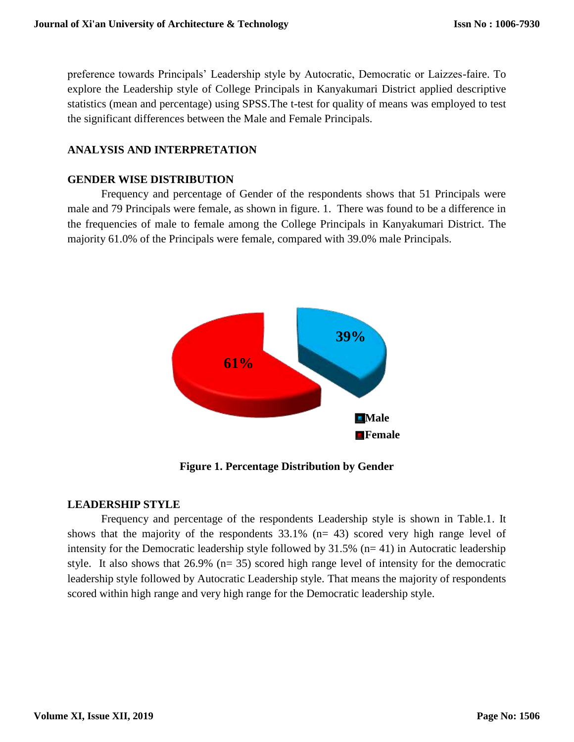preference towards Principals' Leadership style by Autocratic, Democratic or Laizzes-faire. To explore the Leadership style of College Principals in Kanyakumari District applied descriptive statistics (mean and percentage) using SPSS.The t-test for quality of means was employed to test the significant differences between the Male and Female Principals.

## ANALYSIS AND INTERPRETATION

### GENDER WISE DISTRIBUTION

Frequency and percentage of Gender of the respondents shows that 51 Principals were male and 79 Principals were female, as shown in figure. 1. There was found to be a difference in the frequencies of male to female among the College Principals in Kanyakumari District. The majority 61.0% of the Principals were female, compared with 39.0% male Principals.

**Figure 1. Percentage Distribution by Gender**

### LEADERSHIP STYLE

Frequency and percentage of the respondents Leadership style is shown in Table.1. It shows that the majority of the respondents 33.1% (n= 43) scored very high range level of intensity for the Democratic leadership style followed by 31.5% (n= 41) in Autocratic leadership style. It also shows that 26.9% (n= 35) scored high range level of intensity for the democratic leadership style followed by Autocratic Leadership style. That means the majority of respondents scored within high range and very high range for the Democratic leadership style.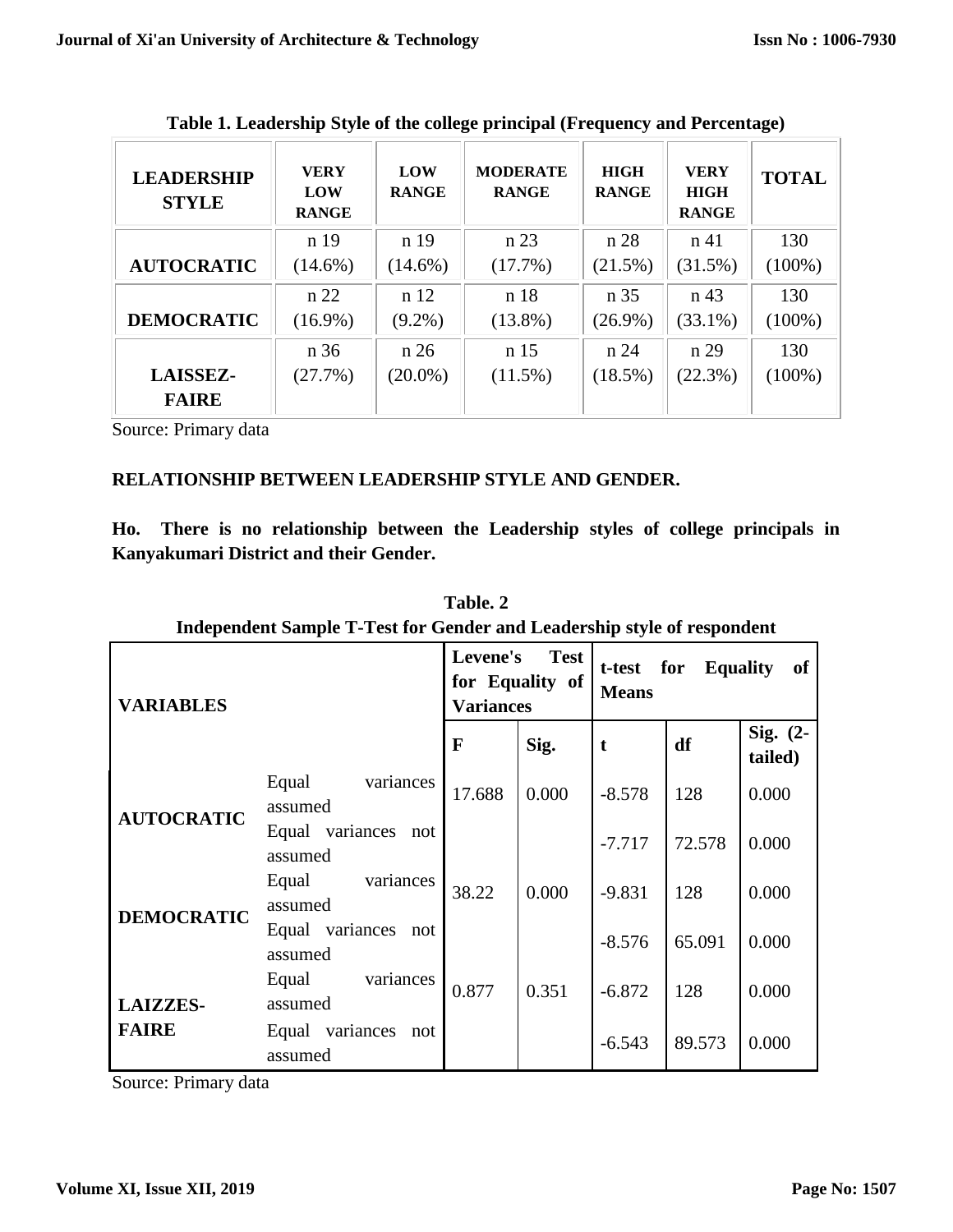**Table 1. Leadership Style of the college principal (Frequency and Percentage)**

| LEADERSHIP STYLE | VERY LOW RANGE | LOW RANGE | MODERATE RANGE | HIGH RANGE | VERY HIGH RANGE | TOTAL |
|---|---|---|---|---|---|---|
| AUTOCRATIC | n 19 (14.6%) | n 19 (14.6%) | n 23 (17.7%) | n 28 (21.5%) | n 41 (31.5%) | 130 (100%) |
| DEMOCRATIC | n 22 (16.9%) | n 12 (9.2%) | n 18 (13.8%) | n 35 (26.9%) | n 43 (33.1%) | 130 (100%) |
| LAISSEZ-FAIRE | n 36 (27.7%) | n 26 (20.0%) | n 15 (11.5%) | n 24 (18.5%) | n 29 (22.3%) | 130 (100%) |

Source: Primary data

**RELATIONSHIP BETWEEN LEADERSHIP STYLE AND GENDER.**

**Ho. There is no relationship between the Leadership styles of college principals in Kanyakumari District and their Gender.**

**Table. 2**
**Independent Sample T-Test for Gender and Leadership style of respondent**

| VARIABLES | | Levene's Test for Equality of Variances | | t-test for Equality of Means | | |
|---|---|---|---|---|---|---|
| | | F | Sig. | t | df | Sig. (2-tailed) |
| AUTOCRATIC | Equal variances assumed | 17.688 | 0.000 | -8.578 | 128 | 0.000 |
| | Equal variances not assumed | | | -7.717 | 72.578 | 0.000 |
| DEMOCRATIC | Equal variances assumed | 38.22 | 0.000 | -9.831 | 128 | 0.000 |
| | Equal variances not assumed | | | -8.576 | 65.091 | 0.000 |
| LAIZZES-FAIRE | Equal variances assumed | 0.877 | 0.351 | -6.872 | 128 | 0.000 |
| | Equal variances not assumed | | | -6.543 | 89.573 | 0.000 |

Source: Primary data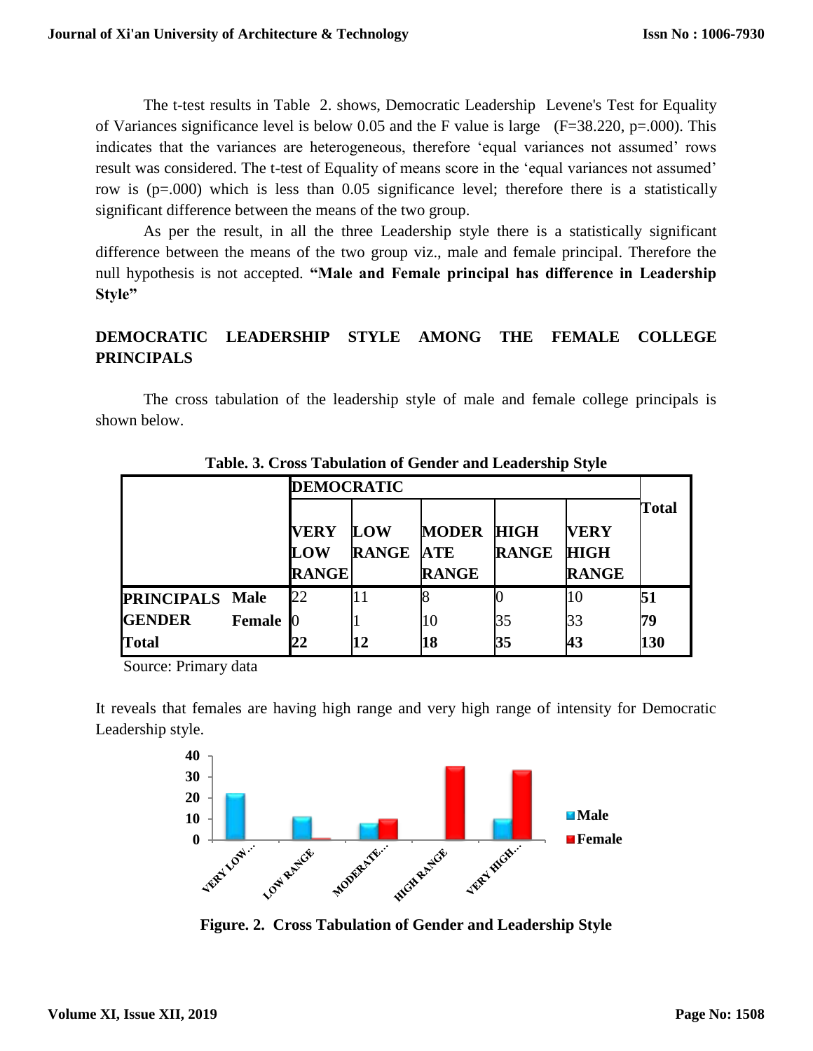The t-test results in Table 2. shows, Democratic Leadership Levene's Test for Equality of Variances significance level is below 0.05 and the F value is large ($F=38.220$, $p=.000$). This indicates that the variances are heterogeneous, therefore 'equal variances not assumed' rows result was considered. The t-test of Equality of means score in the 'equal variances not assumed' row is ($p=.000$) which is less than 0.05 significance level; therefore there is a statistically significant difference between the means of the two group.

As per the result, in all the three Leadership style there is a statistically significant difference between the means of the two group viz., male and female principal. Therefore the null hypothesis is not accepted. **"Male and Female principal has difference in Leadership Style"**

## DEMOCRATIC LEADERSHIP STYLE AMONG THE FEMALE COLLEGE PRINCIPALS

The cross tabulation of the leadership style of male and female college principals is shown below.

**Table. 3. Cross Tabulation of Gender and Leadership Style**

| | | DEMOCRATIC | | | | | Total |
|---|---|---|---|---|---|---|---|
| | | VERY LOW RANGE | LOW RANGE | MODERATE RANGE | HIGH RANGE | VERY HIGH RANGE | |
| PRINCIPALS GENDER | Male | 22 | 11 | 8 | 0 | 10 | **51** |
| | Female | 0 | 1 | 10 | 35 | 33 | **79** |
| **Total** | | **22** | **12** | **18** | **35** | **43** | **130** |

Source: Primary data

It reveals that females are having high range and very high range of intensity for Democratic Leadership style.

**Figure. 2. Cross Tabulation of Gender and Leadership Style**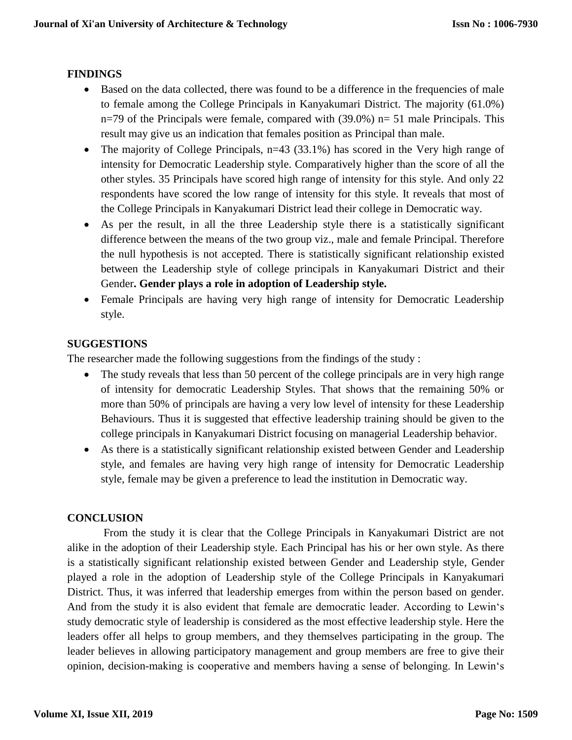## FINDINGS

- Based on the data collected, there was found to be a difference in the frequencies of male to female among the College Principals in Kanyakumari District. The majority (61.0%) n=79 of the Principals were female, compared with (39.0%) n= 51 male Principals. This result may give us an indication that females position as Principal than male.
- The majority of College Principals, n=43 (33.1%) has scored in the Very high range of intensity for Democratic Leadership style. Comparatively higher than the score of all the other styles. 35 Principals have scored high range of intensity for this style. And only 22 respondents have scored the low range of intensity for this style. It reveals that most of the College Principals in Kanyakumari District lead their college in Democratic way.
- As per the result, in all the three Leadership style there is a statistically significant difference between the means of the two group viz., male and female Principal. Therefore the null hypothesis is not accepted. There is statistically significant relationship existed between the Leadership style of college principals in Kanyakumari District and their Gender**. Gender plays a role in adoption of Leadership style.**
- Female Principals are having very high range of intensity for Democratic Leadership style.

## SUGGESTIONS

The researcher made the following suggestions from the findings of the study :

- The study reveals that less than 50 percent of the college principals are in very high range of intensity for democratic Leadership Styles. That shows that the remaining 50% or more than 50% of principals are having a very low level of intensity for these Leadership Behaviours. Thus it is suggested that effective leadership training should be given to the college principals in Kanyakumari District focusing on managerial Leadership behavior.
- As there is a statistically significant relationship existed between Gender and Leadership style, and females are having very high range of intensity for Democratic Leadership style, female may be given a preference to lead the institution in Democratic way.

## CONCLUSION

From the study it is clear that the College Principals in Kanyakumari District are not alike in the adoption of their Leadership style. Each Principal has his or her own style. As there is a statistically significant relationship existed between Gender and Leadership style, Gender played a role in the adoption of Leadership style of the College Principals in Kanyakumari District. Thus, it was inferred that leadership emerges from within the person based on gender. And from the study it is also evident that female are democratic leader. According to Lewin's study democratic style of leadership is considered as the most effective leadership style. Here the leaders offer all helps to group members, and they themselves participating in the group. The leader believes in allowing participatory management and group members are free to give their opinion, decision-making is cooperative and members having a sense of belonging. In Lewin's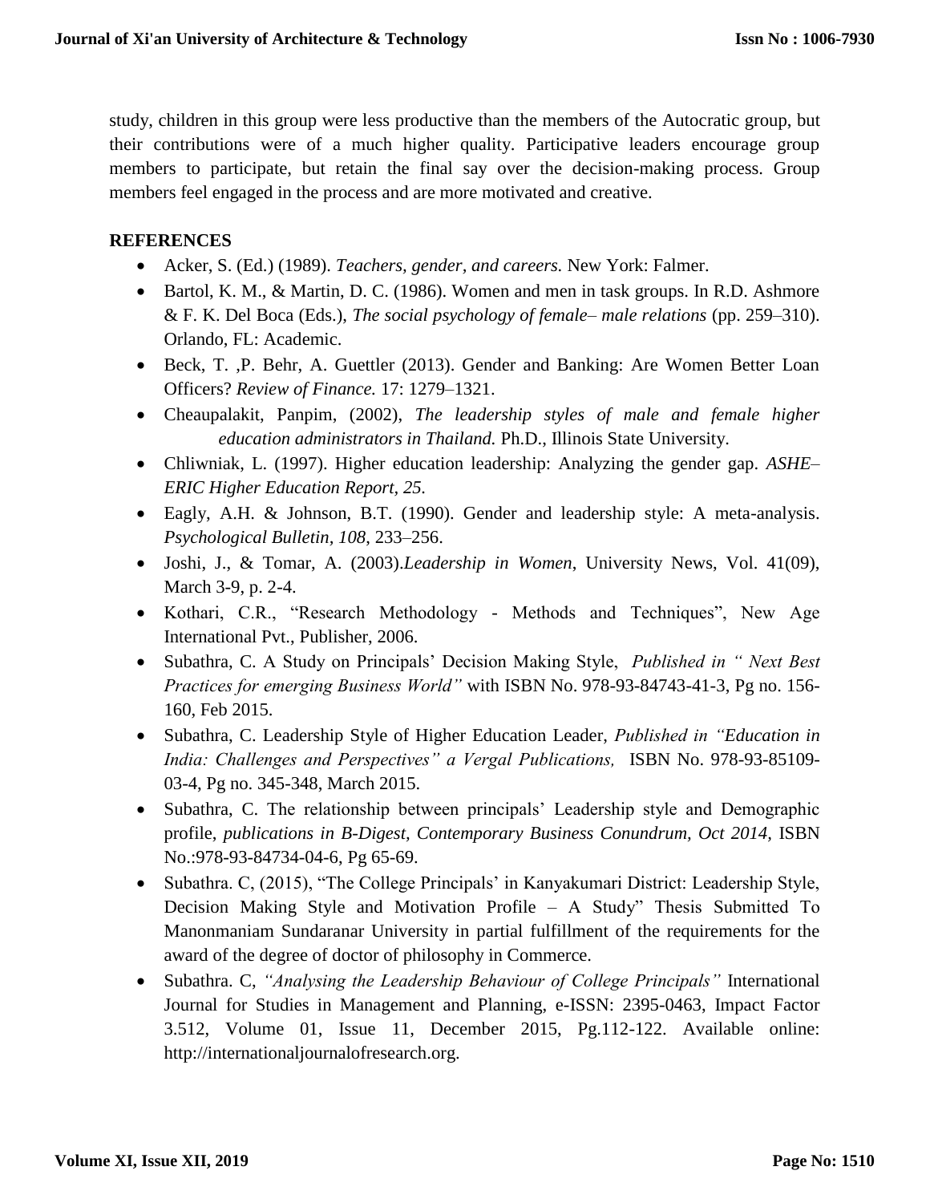study, children in this group were less productive than the members of the Autocratic group, but their contributions were of a much higher quality. Participative leaders encourage group members to participate, but retain the final say over the decision-making process. Group members feel engaged in the process and are more motivated and creative.

**REFERENCES**

- Acker, S. (Ed.) (1989). *Teachers, gender, and careers.* New York: Falmer.
- Bartol, K. M., & Martin, D. C. (1986). Women and men in task groups. In R.D. Ashmore & F. K. Del Boca (Eds.), *The social psychology of female– male relations* (pp. 259–310). Orlando, FL: Academic.
- Beck, T. ,P. Behr, A. Guettler (2013). Gender and Banking: Are Women Better Loan Officers? *Review of Finance.* 17: 1279–1321.
- Cheaupalakit, Panpim, (2002), *The leadership styles of male and female higher education administrators in Thailand.* Ph.D., Illinois State University.
- Chliwniak, L. (1997). Higher education leadership: Analyzing the gender gap. *ASHE–ERIC Higher Education Report, 25.*
- Eagly, A.H. & Johnson, B.T. (1990). Gender and leadership style: A meta-analysis. *Psychological Bulletin, 108*, 233–256.
- Joshi, J., & Tomar, A. (2003).*Leadership in Women*, University News, Vol. 41(09), March 3-9, p. 2-4.
- Kothari, C.R., "Research Methodology - Methods and Techniques", New Age International Pvt., Publisher, 2006.
- Subathra, C. A Study on Principals' Decision Making Style, *Published in " Next Best Practices for emerging Business World"* with ISBN No. 978-93-84743-41-3, Pg no. 156-160, Feb 2015.
- Subathra, C. Leadership Style of Higher Education Leader, *Published in "Education in India: Challenges and Perspectives" a Vergal Publications,* ISBN No. 978-93-85109-03-4, Pg no. 345-348, March 2015.
- Subathra, C. The relationship between principals' Leadership style and Demographic profile, *publications in B-Digest, Contemporary Business Conundrum, Oct 2014,* ISBN No.:978-93-84734-04-6, Pg 65-69.
- Subathra. C, (2015), "The College Principals' in Kanyakumari District: Leadership Style, Decision Making Style and Motivation Profile – A Study" Thesis Submitted To Manonmaniam Sundaranar University in partial fulfillment of the requirements for the award of the degree of doctor of philosophy in Commerce.
- Subathra. C, *"Analysing the Leadership Behaviour of College Principals"* International Journal for Studies in Management and Planning, e-ISSN: 2395-0463, Impact Factor 3.512, Volume 01, Issue 11, December 2015, Pg.112-122. Available online: http://internationaljournalofresearch.org.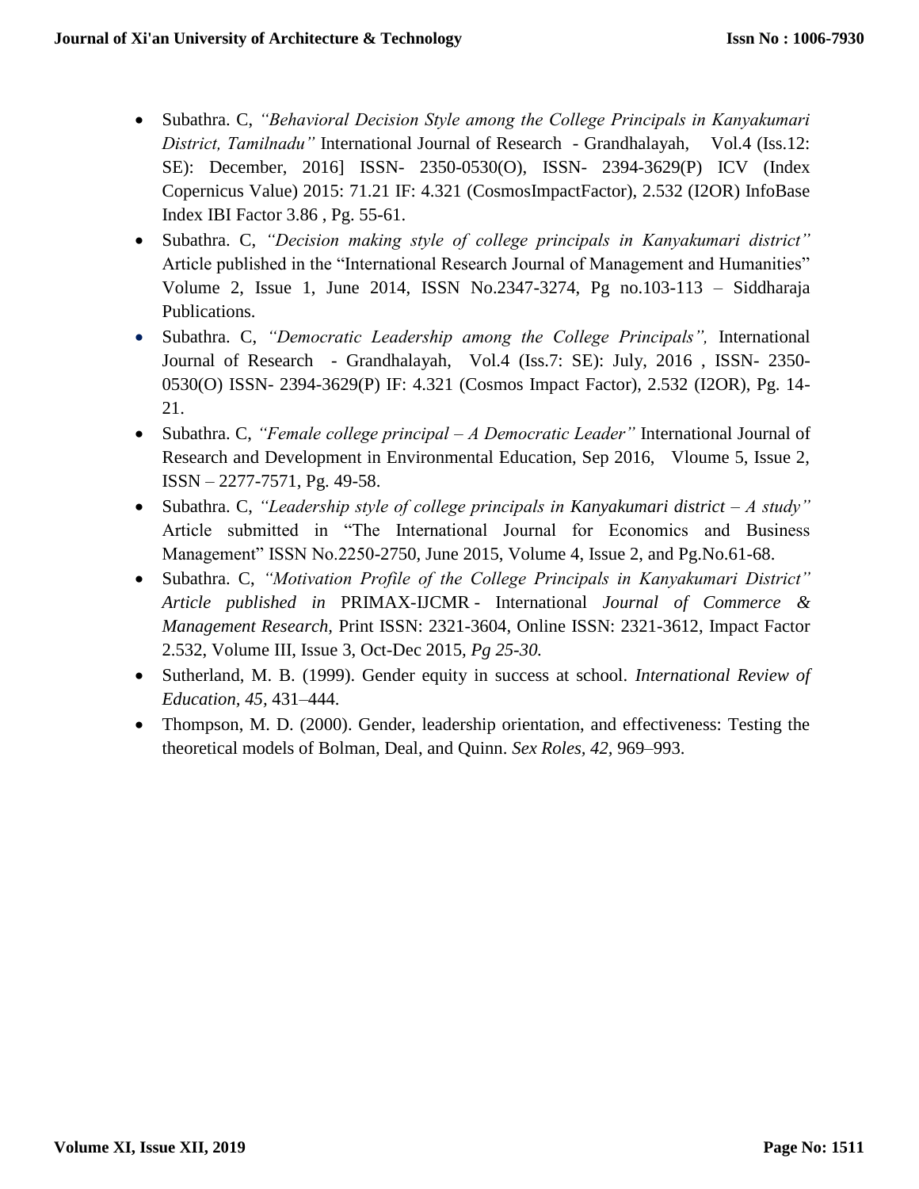- Subathra. C, *"Behavioral Decision Style among the College Principals in Kanyakumari District, Tamilnadu"* International Journal of Research - Grandhalayah, Vol.4 (Iss.12: SE): December, 2016] ISSN- 2350-0530(O), ISSN- 2394-3629(P) ICV (Index Copernicus Value) 2015: 71.21 IF: 4.321 (CosmosImpactFactor), 2.532 (I2OR) InfoBase Index IBI Factor 3.86 , Pg. 55-61.
- Subathra. C, *"Decision making style of college principals in Kanyakumari district"* Article published in the "International Research Journal of Management and Humanities" Volume 2, Issue 1, June 2014, ISSN No.2347-3274, Pg no.103-113 – Siddharaja Publications.
- Subathra. C, *"Democratic Leadership among the College Principals",* International Journal of Research - Grandhalayah, Vol.4 (Iss.7: SE): July, 2016 , ISSN- 2350-0530(O) ISSN- 2394-3629(P) IF: 4.321 (Cosmos Impact Factor), 2.532 (I2OR), Pg. 14-21.
- Subathra. C, *"Female college principal – A Democratic Leader"* International Journal of Research and Development in Environmental Education, Sep 2016, Vloume 5, Issue 2, ISSN – 2277-7571, Pg. 49-58.
- Subathra. C, *"Leadership style of college principals in Kanyakumari district – A study"* Article submitted in "The International Journal for Economics and Business Management" ISSN No.2250-2750, June 2015, Volume 4, Issue 2, and Pg.No.61-68.
- Subathra. C, *"Motivation Profile of the College Principals in Kanyakumari District" Article published in* PRIMAX-IJCMR - International *Journal of Commerce & Management Research,* Print ISSN: 2321-3604, Online ISSN: 2321-3612, Impact Factor 2.532, Volume III, Issue 3, Oct-Dec 2015, *Pg 25-30.*
- Sutherland, M. B. (1999). Gender equity in success at school. *International Review of Education, 45,* 431–444.
- Thompson, M. D. (2000). Gender, leadership orientation, and effectiveness: Testing the theoretical models of Bolman, Deal, and Quinn. *Sex Roles, 42,* 969–993.